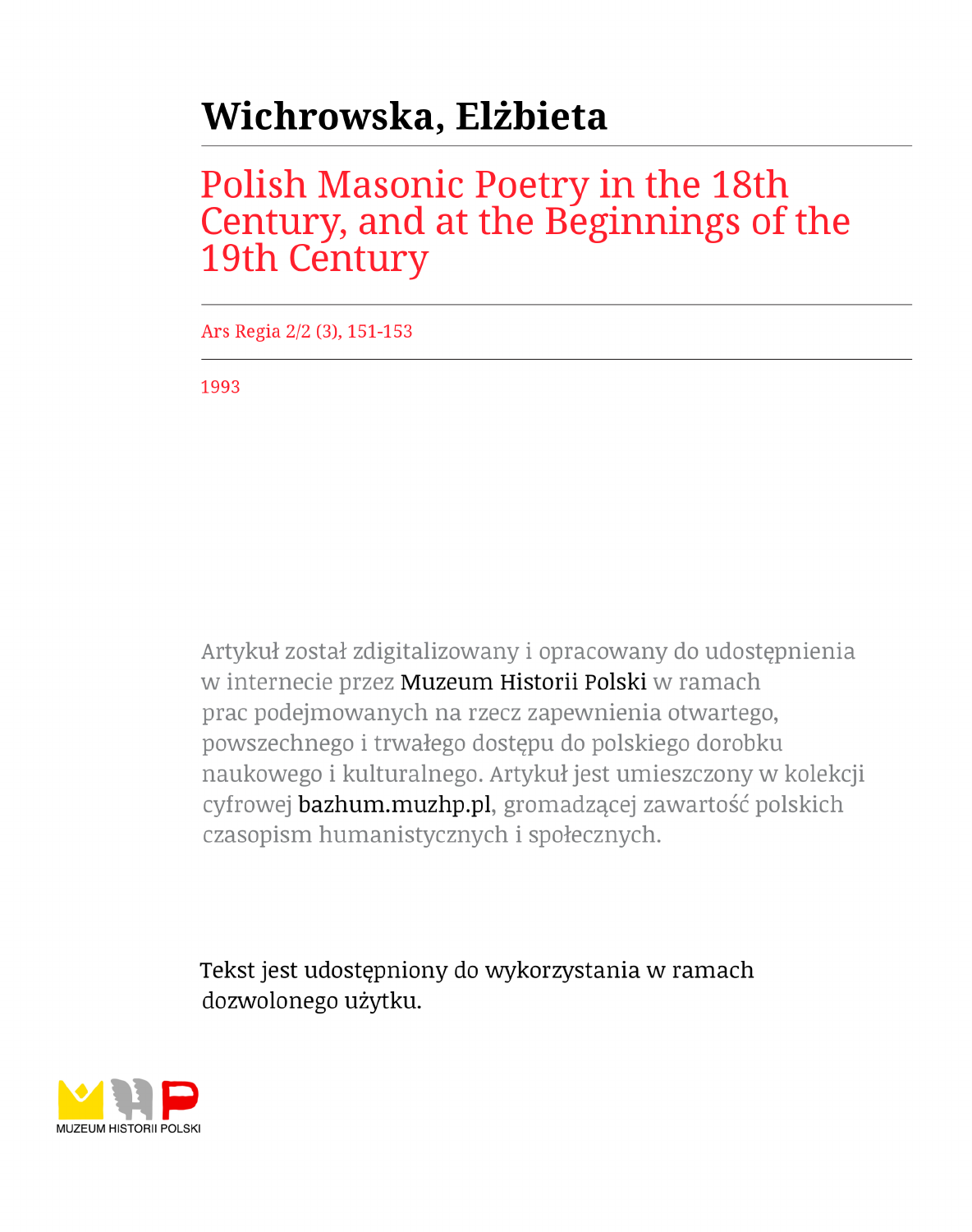# Wichrowska, Elżbieta

## Polish Masonic Poetry in the 18th Century, and at the Beginnings of the 19th Century

Ars Regia 2/2 (3), 151-153

1993

Artykuł został zdigitalizowany i opracowany do udostępnienia w internecie przez Muzeum Historii Polski w ramach prac podejmowanych na rzecz zapewnienia otwartego, powszechnego i trwałego dostępu do polskiego dorobku naukowego i kulturalnego. Artykuł jest umieszczony w kolekcji cyfrowej bazhum.muzhp.pl, gromadzącej zawartość polskich czasopism humanistycznych i społecznych.

Tekst jest udostępniony do wykorzystania w ramach dozwolonego użytku.

MUZEUM HISTORII POLSKI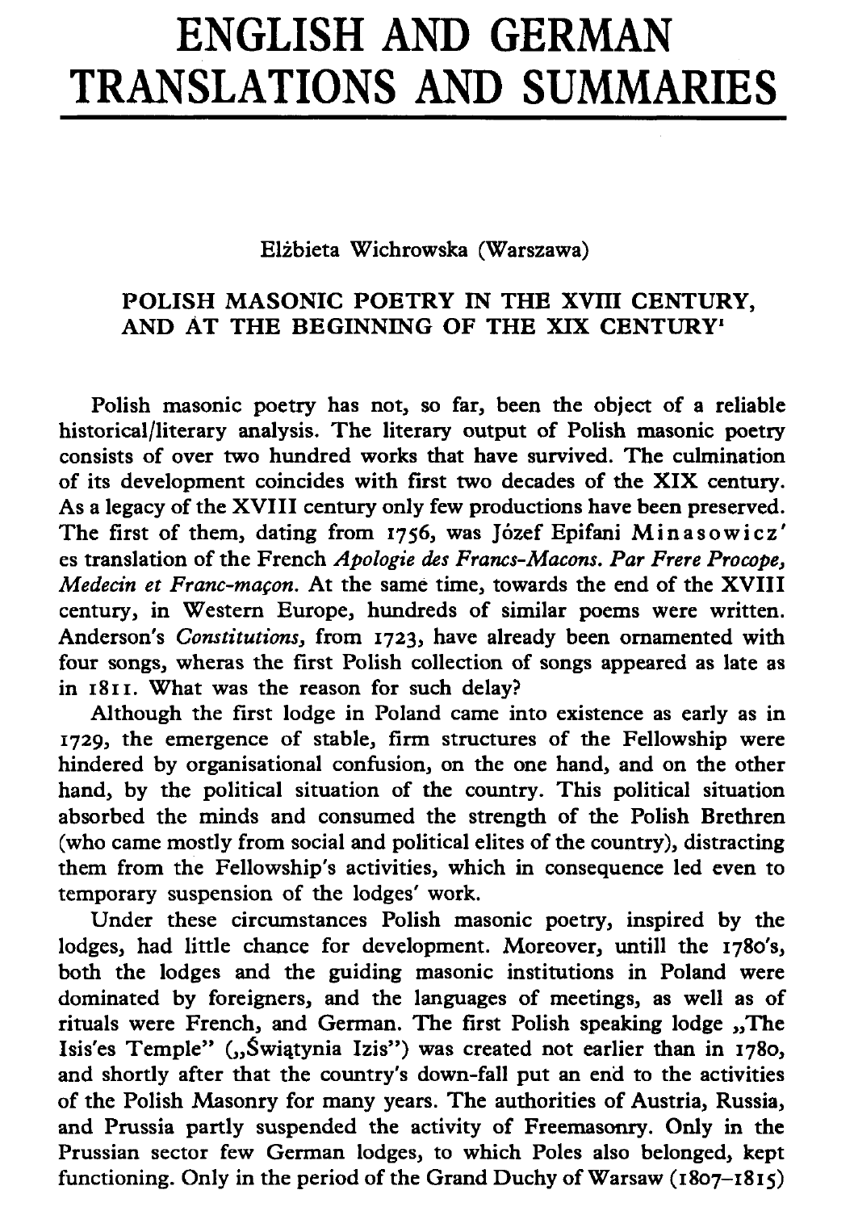# ENGLISH AND GERMAN TRANSLATIONS AND SUMMARIES

Elżbieta Wichrowska (Warszawa)

## POLISH MASONIC POETRY IN THE XVIII CENTURY, AND AT THE BEGINNING OF THE XIX CENTURY[1]

Polish masonic poetry has not, so far, been the object of a reliable historical/literary analysis. The literary output of Polish masonic poetry consists of over two hundred works that have survived. The culmination of its development coincides with first two decades of the XIX century. As a legacy of the XVIII century only few productions have been preserved. The first of them, dating from 1756, was Józef Epifani Minasowicz'es translation of the French *Apologie des Francs-Macons. Par Frere Procope, Medecin et Franc-maçon.* At the same time, towards the end of the XVIII century, in Western Europe, hundreds of similar poems were written. Anderson's *Constitutions*, from 1723, have already been ornamented with four songs, wheras the first Polish collection of songs appeared as late as in 1811. What was the reason for such delay?

Although the first lodge in Poland came into existence as early as in 1729, the emergence of stable, firm structures of the Fellowship were hindered by organisational confusion, on the one hand, and on the other hand, by the political situation of the country. This political situation absorbed the minds and consumed the strength of the Polish Brethren (who came mostly from social and political elites of the country), distracting them from the Fellowship's activities, which in consequence led even to temporary suspension of the lodges' work.

Under these circumstances Polish masonic poetry, inspired by the lodges, had little chance for development. Moreover, untill the 1780's, both the lodges and the guiding masonic institutions in Poland were dominated by foreigners, and the languages of meetings, as well as of rituals were French, and German. The first Polish speaking lodge „The Isis'es Temple" („Świątynia Izis") was created not earlier than in 1780, and shortly after that the country's down-fall put an end to the activities of the Polish Masonry for many years. The authorities of Austria, Russia, and Prussia partly suspended the activity of Freemasonry. Only in the Prussian sector few German lodges, to which Poles also belonged, kept functioning. Only in the period of the Grand Duchy of Warsaw (1807–1815)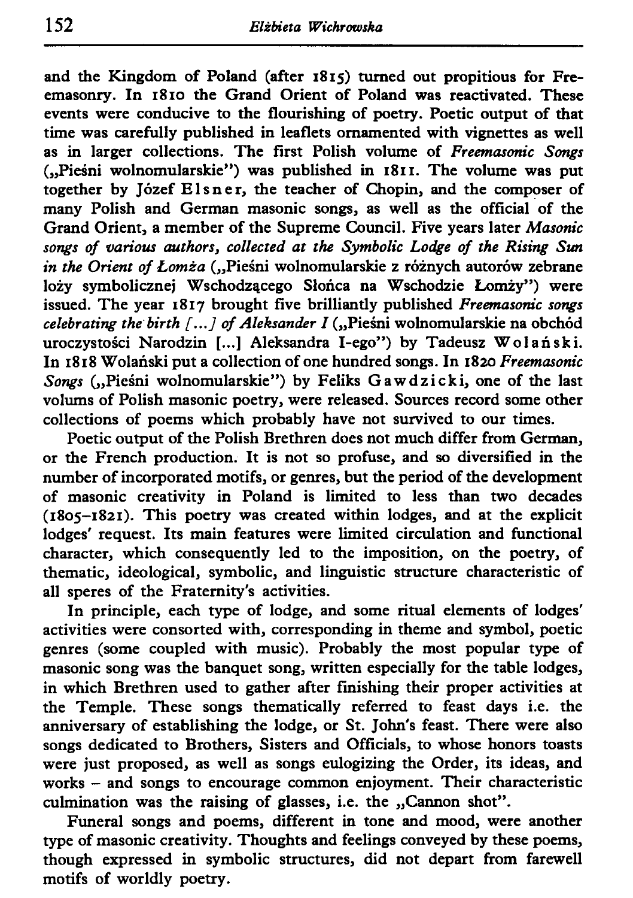and the Kingdom of Poland (after 1815) turned out propitious for Freemasonry. In 1810 the Grand Orient of Poland was reactivated. These events were conducive to the flourishing of poetry. Poetic output of that time was carefully published in leaflets ornamented with vignettes as well as in larger collections. The first Polish volume of *Freemasonic Songs* („Pieśni wolnomularskie") was published in 1811. The volume was put together by Józef Elsner, the teacher of Chopin, and the composer of many Polish and German masonic songs, as well as the official of the Grand Orient, a member of the Supreme Council. Five years later *Masonic songs of various authors, collected at the Symbolic Lodge of the Rising Sun in the Orient of Łomża* („Pieśni wolnomularskie z różnych autorów zebrane loży symbolicznej Wschodzącego Słońca na Wschodzie Łomży") were issued. The year 1817 brought five brilliantly published *Freemasonic songs celebrating the birth [...] of Aleksander I* („Pieśni wolnomularskie na obchód uroczystości Narodzin [...] Aleksandra I-ego") by Tadeusz Wolański. In 1818 Wolański put a collection of one hundred songs. In 1820 *Freemasonic Songs* („Pieśni wolnomularskie") by Feliks Gawdzicki, one of the last volums of Polish masonic poetry, were released. Sources record some other collections of poems which probably have not survived to our times.

Poetic output of the Polish Brethren does not much differ from German, or the French production. It is not so profuse, and so diversified in the number of incorporated motifs, or genres, but the period of the development of masonic creativity in Poland is limited to less than two decades (1805–1821). This poetry was created within lodges, and at the explicit lodges' request. Its main features were limited circulation and functional character, which consequently led to the imposition, on the poetry, of thematic, ideological, symbolic, and linguistic structure characteristic of all speres of the Fraternity's activities.

In principle, each type of lodge, and some ritual elements of lodges' activities were consorted with, corresponding in theme and symbol, poetic genres (some coupled with music). Probably the most popular type of masonic song was the banquet song, written especially for the table lodges, in which Brethren used to gather after finishing their proper activities at the Temple. These songs thematically referred to feast days i.e. the anniversary of establishing the lodge, or St. John's feast. There were also songs dedicated to Brothers, Sisters and Officials, to whose honors toasts were just proposed, as well as songs eulogizing the Order, its ideas, and works – and songs to encourage common enjoyment. Their characteristic culmination was the raising of glasses, i.e. the „Cannon shot".

Funeral songs and poems, different in tone and mood, were another type of masonic creativity. Thoughts and feelings conveyed by these poems, though expressed in symbolic structures, did not depart from farewell motifs of worldly poetry.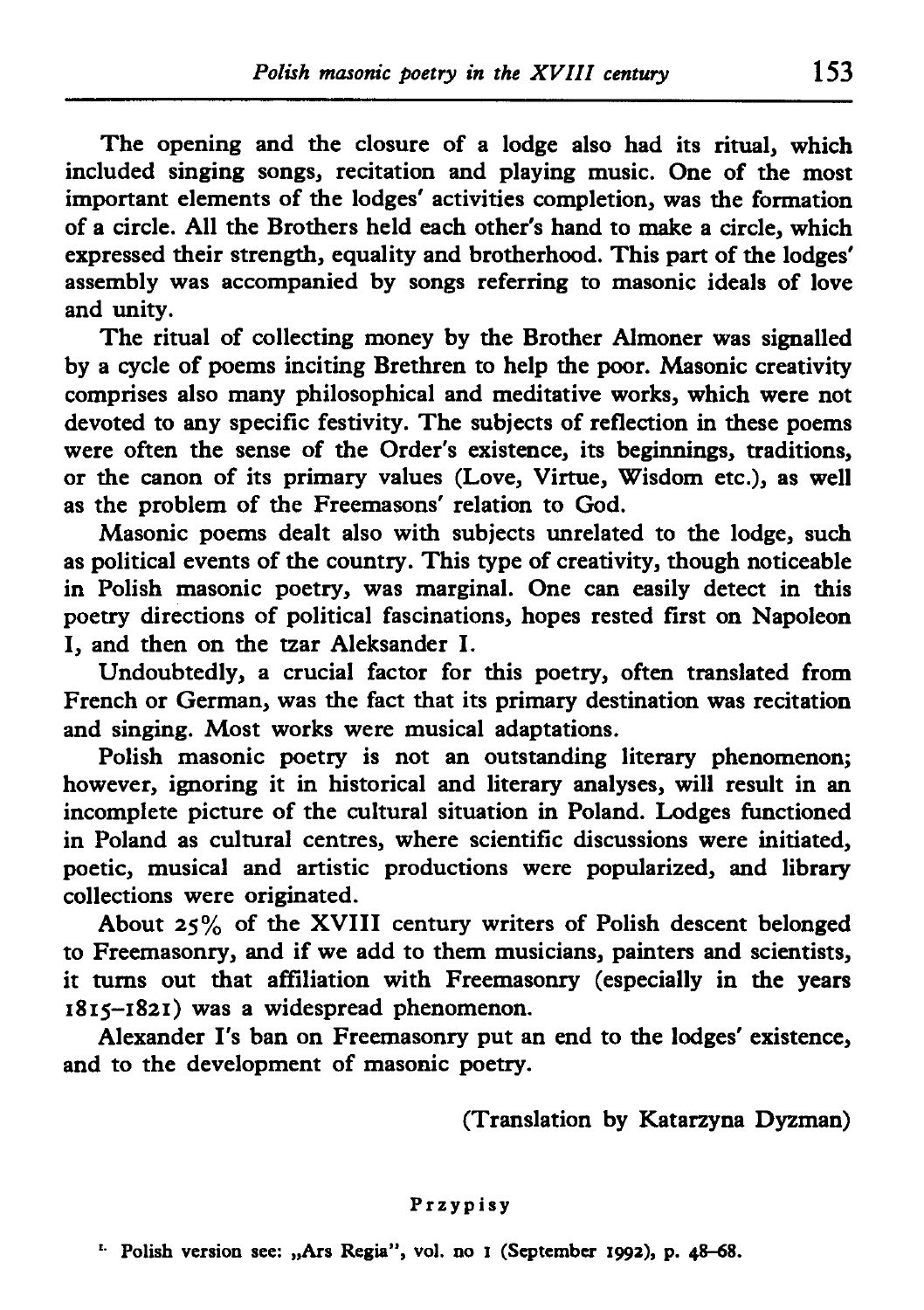The opening and the closure of a lodge also had its ritual, which included singing songs, recitation and playing music. One of the most important elements of the lodges' activities completion, was the formation of a circle. All the Brothers held each other's hand to make a circle, which expressed their strength, equality and brotherhood. This part of the lodges' assembly was accompanied by songs referring to masonic ideals of love and unity.

The ritual of collecting money by the Brother Almoner was signalled by a cycle of poems inciting Brethren to help the poor. Masonic creativity comprises also many philosophical and meditative works, which were not devoted to any specific festivity. The subjects of reflection in these poems were often the sense of the Order's existence, its beginnings, traditions, or the canon of its primary values (Love, Virtue, Wisdom etc.), as well as the problem of the Freemasons' relation to God.

Masonic poems dealt also with subjects unrelated to the lodge, such as political events of the country. This type of creativity, though noticeable in Polish masonic poetry, was marginal. One can easily detect in this poetry directions of political fascinations, hopes rested first on Napoleon I, and then on the tzar Aleksander I.

Undoubtedly, a crucial factor for this poetry, often translated from French or German, was the fact that its primary destination was recitation and singing. Most works were musical adaptations.

Polish masonic poetry is not an outstanding literary phenomenon; however, ignoring it in historical and literary analyses, will result in an incomplete picture of the cultural situation in Poland. Lodges functioned in Poland as cultural centres, where scientific discussions were initiated, poetic, musical and artistic productions were popularized, and library collections were originated.

About 25% of the XVIII century writers of Polish descent belonged to Freemasonry, and if we add to them musicians, painters and scientists, it turns out that affiliation with Freemasonry (especially in the years 1815–1821) was a widespread phenomenon.

Alexander I's ban on Freemasonry put an end to the lodges' existence, and to the development of masonic poetry.

(Translation by Katarzyna Dyzman)

**Przypisy**

[1] Polish version see: „Ars Regia", vol. no 1 (September 1992), p. 48–68.